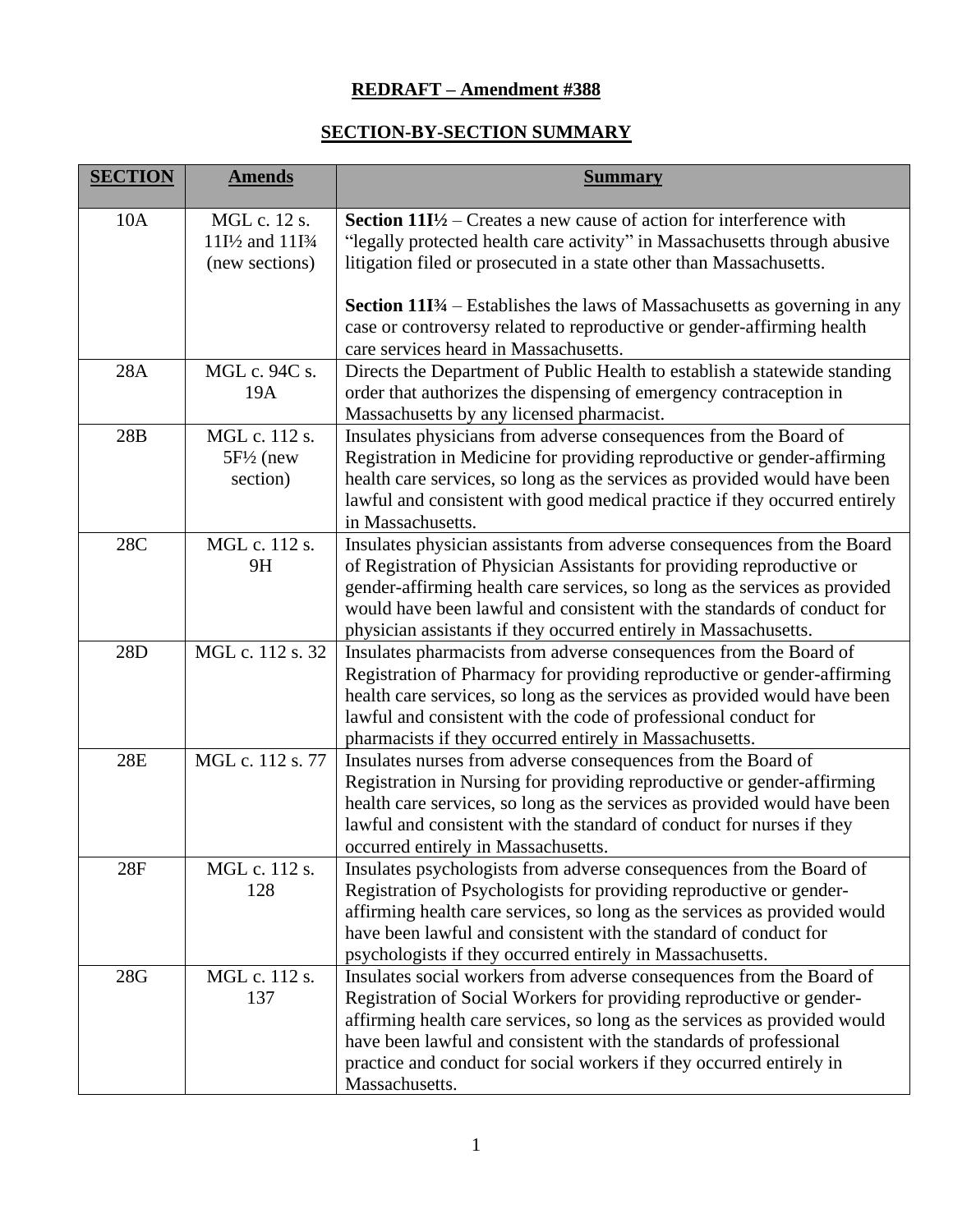**REDRAFT – Amendment #388**

**SECTION-BY-SECTION SUMMARY**

| **SECTION** | **Amends** | **Summary** |
|---|---|---|
| 10A | MGL c. 12 s. 11I½ and 11I¾ (new sections) | **Section 11I½** – Creates a new cause of action for interference with "legally protected health care activity" in Massachusetts through abusive litigation filed or prosecuted in a state other than Massachusetts.<br><br>**Section 11I¾** – Establishes the laws of Massachusetts as governing in any case or controversy related to reproductive or gender-affirming health care services heard in Massachusetts. |
| 28A | MGL c. 94C s. 19A | Directs the Department of Public Health to establish a statewide standing order that authorizes the dispensing of emergency contraception in Massachusetts by any licensed pharmacist. |
| 28B | MGL c. 112 s. 5F½ (new section) | Insulates physicians from adverse consequences from the Board of Registration in Medicine for providing reproductive or gender-affirming health care services, so long as the services as provided would have been lawful and consistent with good medical practice if they occurred entirely in Massachusetts. |
| 28C | MGL c. 112 s. 9H | Insulates physician assistants from adverse consequences from the Board of Registration of Physician Assistants for providing reproductive or gender-affirming health care services, so long as the services as provided would have been lawful and consistent with the standards of conduct for physician assistants if they occurred entirely in Massachusetts. |
| 28D | MGL c. 112 s. 32 | Insulates pharmacists from adverse consequences from the Board of Registration of Pharmacy for providing reproductive or gender-affirming health care services, so long as the services as provided would have been lawful and consistent with the code of professional conduct for pharmacists if they occurred entirely in Massachusetts. |
| 28E | MGL c. 112 s. 77 | Insulates nurses from adverse consequences from the Board of Registration in Nursing for providing reproductive or gender-affirming health care services, so long as the services as provided would have been lawful and consistent with the standard of conduct for nurses if they occurred entirely in Massachusetts. |
| 28F | MGL c. 112 s. 128 | Insulates psychologists from adverse consequences from the Board of Registration of Psychologists for providing reproductive or gender-affirming health care services, so long as the services as provided would have been lawful and consistent with the standard of conduct for psychologists if they occurred entirely in Massachusetts. |
| 28G | MGL c. 112 s. 137 | Insulates social workers from adverse consequences from the Board of Registration of Social Workers for providing reproductive or gender-affirming health care services, so long as the services as provided would have been lawful and consistent with the standards of professional practice and conduct for social workers if they occurred entirely in Massachusetts. |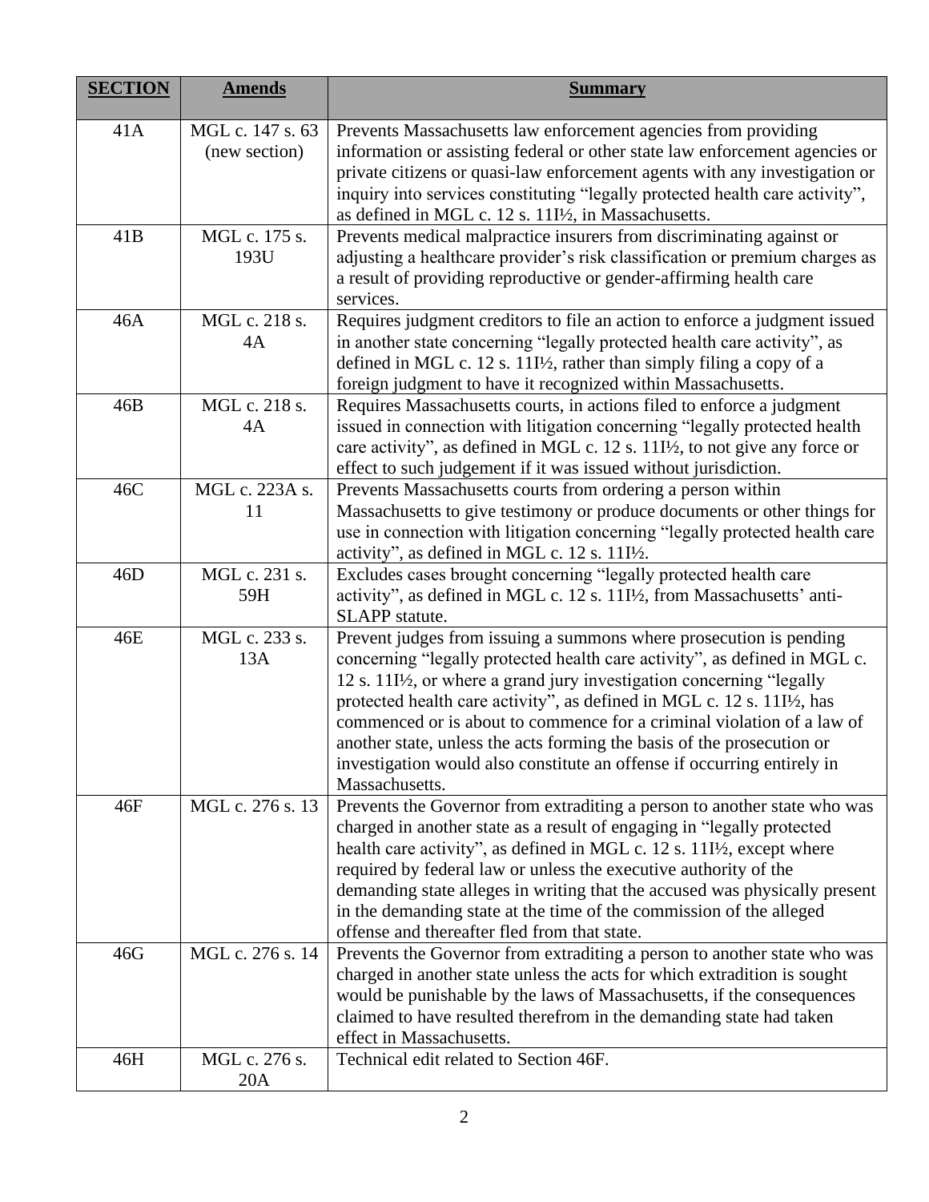| **SECTION** | **Amends** | **Summary** |
|---|---|---|
| 41A | MGL c. 147 s. 63 (new section) | Prevents Massachusetts law enforcement agencies from providing information or assisting federal or other state law enforcement agencies or private citizens or quasi-law enforcement agents with any investigation or inquiry into services constituting "legally protected health care activity", as defined in MGL c. 12 s. 11I½, in Massachusetts. |
| 41B | MGL c. 175 s. 193U | Prevents medical malpractice insurers from discriminating against or adjusting a healthcare provider's risk classification or premium charges as a result of providing reproductive or gender-affirming health care services. |
| 46A | MGL c. 218 s. 4A | Requires judgment creditors to file an action to enforce a judgment issued in another state concerning "legally protected health care activity", as defined in MGL c. 12 s. 11I½, rather than simply filing a copy of a foreign judgment to have it recognized within Massachusetts. |
| 46B | MGL c. 218 s. 4A | Requires Massachusetts courts, in actions filed to enforce a judgment issued in connection with litigation concerning "legally protected health care activity", as defined in MGL c. 12 s. 11I½, to not give any force or effect to such judgement if it was issued without jurisdiction. |
| 46C | MGL c. 223A s. 11 | Prevents Massachusetts courts from ordering a person within Massachusetts to give testimony or produce documents or other things for use in connection with litigation concerning "legally protected health care activity", as defined in MGL c. 12 s. 11I½. |
| 46D | MGL c. 231 s. 59H | Excludes cases brought concerning "legally protected health care activity", as defined in MGL c. 12 s. 11I½, from Massachusetts' anti-SLAPP statute. |
| 46E | MGL c. 233 s. 13A | Prevent judges from issuing a summons where prosecution is pending concerning "legally protected health care activity", as defined in MGL c. 12 s. 11I½, or where a grand jury investigation concerning "legally protected health care activity", as defined in MGL c. 12 s. 11I½, has commenced or is about to commence for a criminal violation of a law of another state, unless the acts forming the basis of the prosecution or investigation would also constitute an offense if occurring entirely in Massachusetts. |
| 46F | MGL c. 276 s. 13 | Prevents the Governor from extraditing a person to another state who was charged in another state as a result of engaging in "legally protected health care activity", as defined in MGL c. 12 s. 11I½, except where required by federal law or unless the executive authority of the demanding state alleges in writing that the accused was physically present in the demanding state at the time of the commission of the alleged offense and thereafter fled from that state. |
| 46G | MGL c. 276 s. 14 | Prevents the Governor from extraditing a person to another state who was charged in another state unless the acts for which extradition is sought would be punishable by the laws of Massachusetts, if the consequences claimed to have resulted therefrom in the demanding state had taken effect in Massachusetts. |
| 46H | MGL c. 276 s. 20A | Technical edit related to Section 46F. |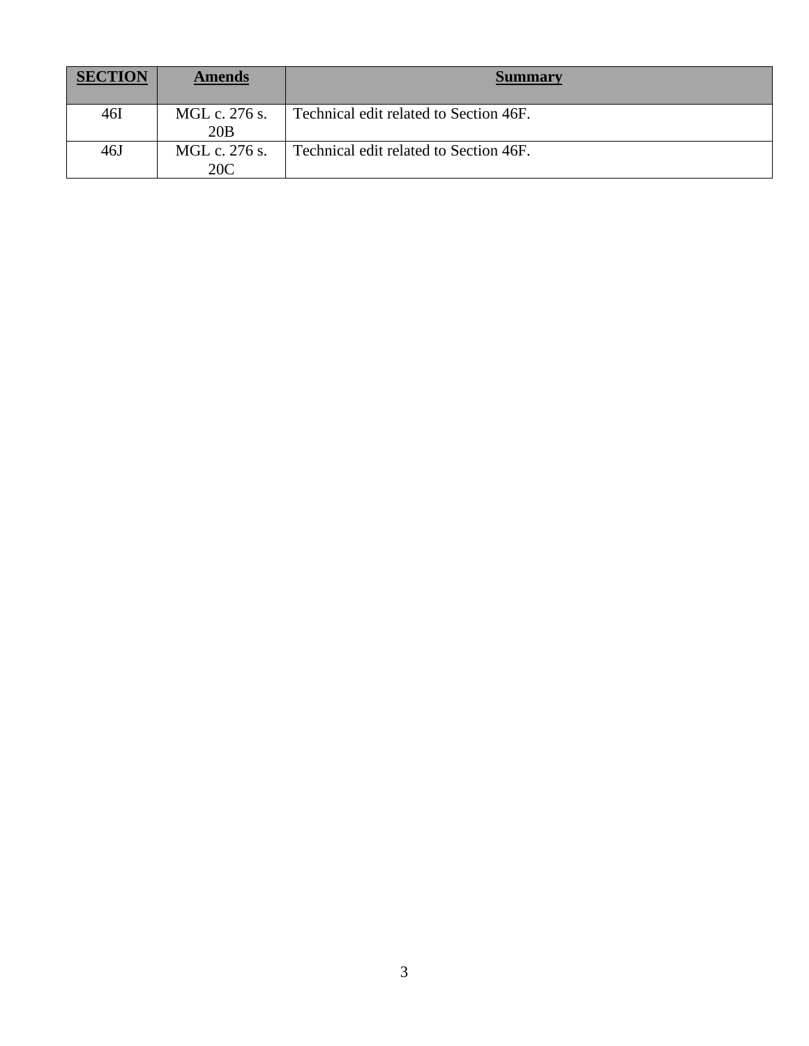| **SECTION** | **Amends** | **Summary** |
| --- | --- | --- |
| 46I | MGL c. 276 s. 20B | Technical edit related to Section 46F. |
| 46J | MGL c. 276 s. 20C | Technical edit related to Section 46F. |